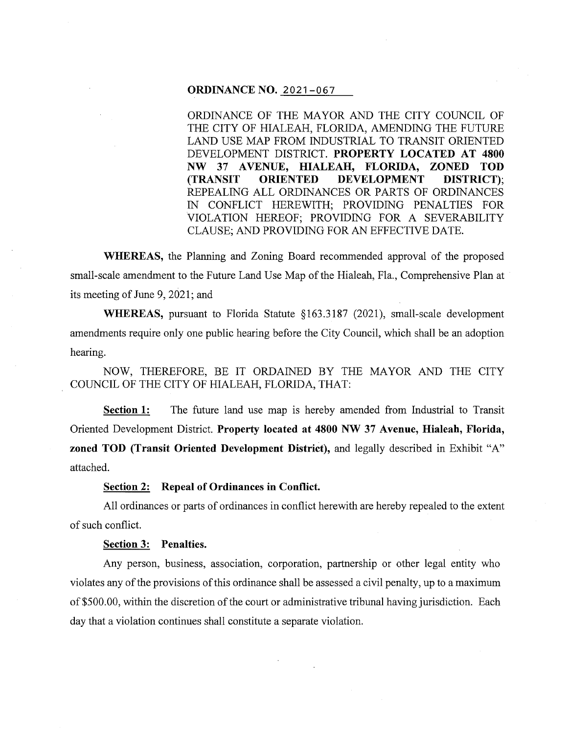**ORDINANCE NO. 2021-067**

ORDINANCE OF THE MAYOR AND THE CITY COUNCIL OF THE CITY OF HIALEAH, FLORIDA, AMENDING THE FUTURE LAND USE MAP FROM INDUSTRIAL TO TRANSIT ORIENTED DEVELOPMENT DISTRICT. **PROPERTY LOCATED AT 4800 NW 37 AVENUE, HIALEAH, FLORIDA, ZONED TOD (TRANSIT ORIENTED DEVELOPMENT DISTRICT)**; REPEALING ALL ORDINANCES OR PARTS OF ORDINANCES IN CONFLICT HEREWITH; PROVIDING PENALTIES FOR VIOLATION HEREOF; PROVIDING FOR A SEVERABILITY CLAUSE; AND PROVIDING FOR AN EFFECTIVE DATE.

**WHEREAS,** the Planning and Zoning Board recommended approval of the proposed small-scale amendment to the Future Land Use Map of the Hialeah, Fla., Comprehensive Plan at its meeting of June 9, 2021; and

**WHEREAS,** pursuant to Florida Statute §163.3187 (2021), small-scale development amendments require only one public hearing before the City Council, which shall be an adoption hearing.

NOW, THEREFORE, BE IT ORDAINED BY THE MAYOR AND THE CITY COUNCIL OF THE CITY OF HIALEAH, FLORIDA, THAT:

**Section 1:** The future land use map is hereby amended from Industrial to Transit Oriented Development District. **Property located at 4800 NW 37 Avenue, Hialeah, Florida, zoned TOD (Transit Oriented Development District),** and legally described in Exhibit "A" attached.

**Section 2: Repeal of Ordinances in Conflict.**

All ordinances or parts of ordinances in conflict herewith are hereby repealed to the extent of such conflict.

**Section 3: Penalties.**

Any person, business, association, corporation, partnership or other legal entity who violates any of the provisions of this ordinance shall be assessed a civil penalty, up to a maximum of $500.00, within the discretion of the court or administrative tribunal having jurisdiction. Each day that a violation continues shall constitute a separate violation.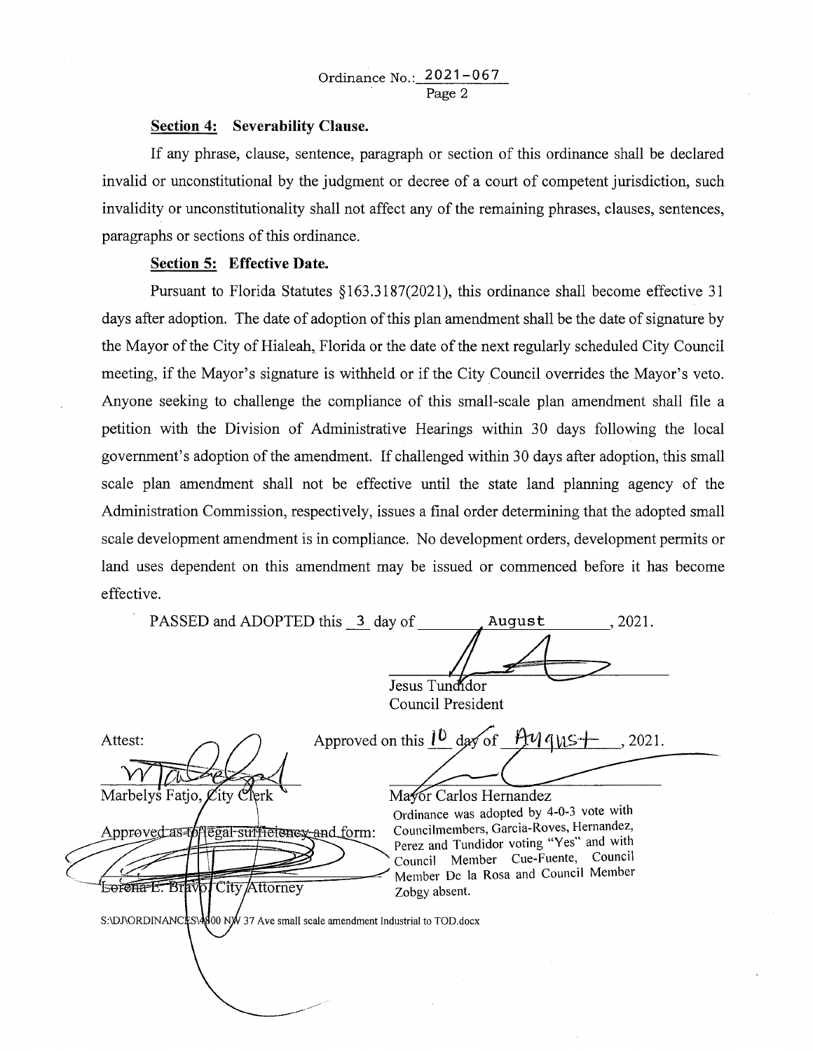Ordinance No.: 2021-067

**Section 4: Severability Clause.**

If any phrase, clause, sentence, paragraph or section of this ordinance shall be declared invalid or unconstitutional by the judgment or decree of a court of competent jurisdiction, such invalidity or unconstitutionality shall not affect any of the remaining phrases, clauses, sentences, paragraphs or sections of this ordinance.

**Section 5: Effective Date.**

Pursuant to Florida Statutes §163.3187(2021), this ordinance shall become effective 31 days after adoption. The date of adoption of this plan amendment shall be the date of signature by the Mayor of the City of Hialeah, Florida or the date of the next regularly scheduled City Council meeting, if the Mayor's signature is withheld or if the City Council overrides the Mayor's veto. Anyone seeking to challenge the compliance of this small-scale plan amendment shall file a petition with the Division of Administrative Hearings within 30 days following the local government's adoption of the amendment. If challenged within 30 days after adoption, this small scale plan amendment shall not be effective until the state land planning agency of the Administration Commission, respectively, issues a final order determining that the adopted small scale development amendment is in compliance. No development orders, development permits or land uses dependent on this amendment may be issued or commenced before it has become effective.

PASSED and ADOPTED this 3 day of August, 2021.

Jesus Tundidor
Council President

Attest:

Marbelys Fatjo, City Clerk

Approved on this 10 day of August, 2021.

Mayor Carlos Hernandez

Approved as to legal sufficiency and form:

Lorena E. Bravo, City Attorney

Ordinance was adopted by 4-0-3 vote with Councilmembers, Garcia-Roves, Hernandez, Perez and Tundidor voting "Yes" and with Council Member Cue-Fuente, Council Member De la Rosa and Council Member Zobgy absent.

S:\DJ\ORDINANCES\4800 NW 37 Ave small scale amendment Industrial to TOD.docx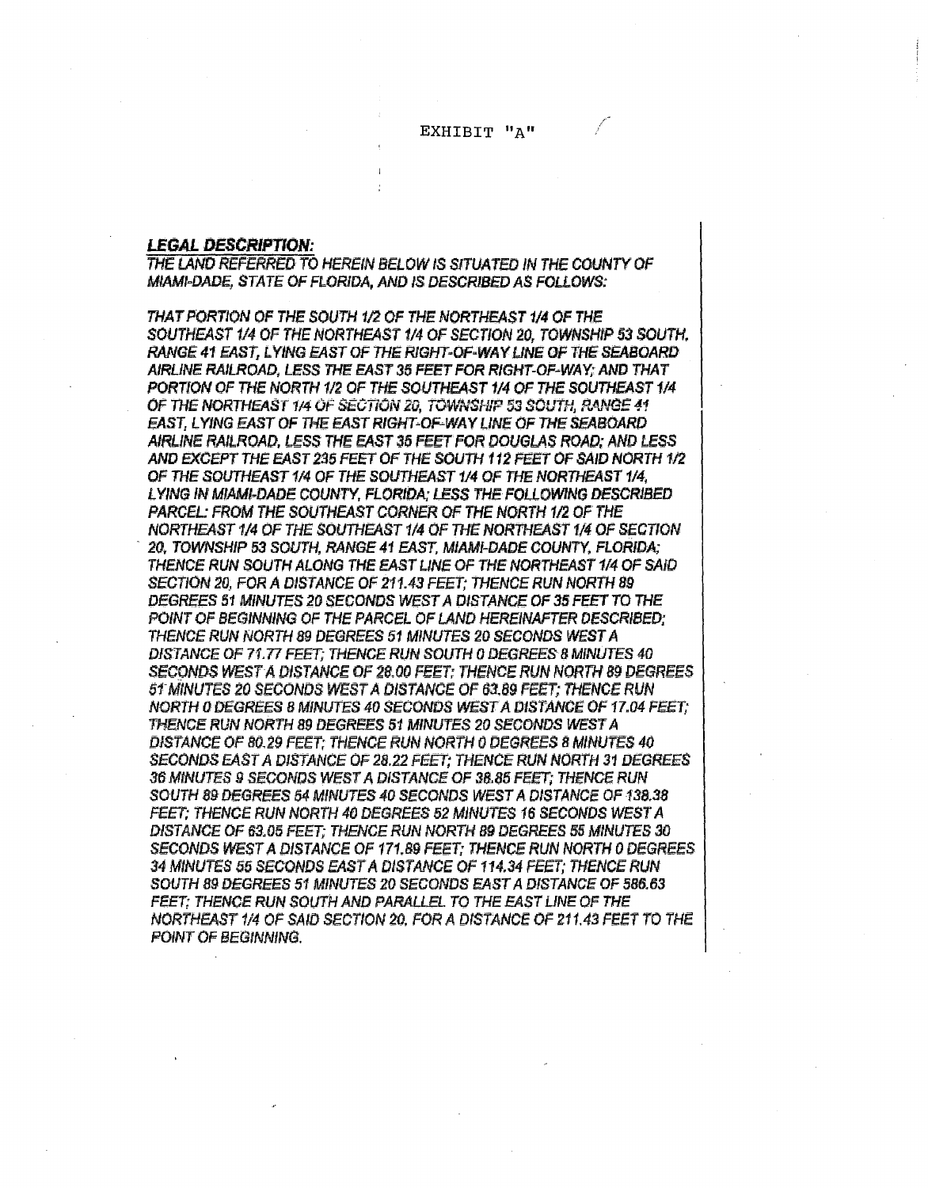EXHIBIT "A"

***LEGAL DESCRIPTION:***

*THE LAND REFERRED TO HEREIN BELOW IS SITUATED IN THE COUNTY OF MIAMI-DADE, STATE OF FLORIDA, AND IS DESCRIBED AS FOLLOWS:*

*THAT PORTION OF THE SOUTH 1/2 OF THE NORTHEAST 1/4 OF THE SOUTHEAST 1/4 OF THE NORTHEAST 1/4 OF SECTION 20, TOWNSHIP 53 SOUTH, RANGE 41 EAST, LYING EAST OF THE RIGHT-OF-WAY LINE OF THE SEABOARD AIRLINE RAILROAD, LESS THE EAST 35 FEET FOR RIGHT-OF-WAY; AND THAT PORTION OF THE NORTH 1/2 OF THE SOUTHEAST 1/4 OF THE SOUTHEAST 1/4 OF THE NORTHEAST 1/4 OF SECTION 20, TOWNSHIP 53 SOUTH, RANGE 41 EAST, LYING EAST OF THE EAST RIGHT-OF-WAY LINE OF THE SEABOARD AIRLINE RAILROAD, LESS THE EAST 35 FEET FOR DOUGLAS ROAD; AND LESS AND EXCEPT THE EAST 235 FEET OF THE SOUTH 112 FEET OF SAID NORTH 1/2 OF THE SOUTHEAST 1/4 OF THE SOUTHEAST 1/4 OF THE NORTHEAST 1/4, LYING IN MIAMI-DADE COUNTY, FLORIDA; LESS THE FOLLOWING DESCRIBED PARCEL: FROM THE SOUTHEAST CORNER OF THE NORTH 1/2 OF THE NORTHEAST 1/4 OF THE SOUTHEAST 1/4 OF THE NORTHEAST 1/4 OF SECTION 20, TOWNSHIP 53 SOUTH, RANGE 41 EAST, MIAMI-DADE COUNTY, FLORIDA; THENCE RUN SOUTH ALONG THE EAST LINE OF THE NORTHEAST 1/4 OF SAID SECTION 20, FOR A DISTANCE OF 211.43 FEET; THENCE RUN NORTH 89 DEGREES 51 MINUTES 20 SECONDS WEST A DISTANCE OF 35 FEET TO THE POINT OF BEGINNING OF THE PARCEL OF LAND HEREINAFTER DESCRIBED; THENCE RUN NORTH 89 DEGREES 51 MINUTES 20 SECONDS WEST A DISTANCE OF 71.77 FEET; THENCE RUN SOUTH 0 DEGREES 8 MINUTES 40 SECONDS WEST A DISTANCE OF 28.00 FEET; THENCE RUN NORTH 89 DEGREES 51 MINUTES 20 SECONDS WEST A DISTANCE OF 63.89 FEET; THENCE RUN NORTH 0 DEGREES 8 MINUTES 40 SECONDS WEST A DISTANCE OF 17.04 FEET; THENCE RUN NORTH 89 DEGREES 51 MINUTES 20 SECONDS WEST A DISTANCE OF 80.29 FEET; THENCE RUN NORTH 0 DEGREES 8 MINUTES 40 SECONDS EAST A DISTANCE OF 28.22 FEET; THENCE RUN NORTH 31 DEGREES 36 MINUTES 9 SECONDS WEST A DISTANCE OF 38.85 FEET; THENCE RUN SOUTH 89 DEGREES 54 MINUTES 40 SECONDS WEST A DISTANCE OF 138.38 FEET; THENCE RUN NORTH 40 DEGREES 52 MINUTES 16 SECONDS WEST A DISTANCE OF 63.05 FEET; THENCE RUN NORTH 89 DEGREES 55 MINUTES 30 SECONDS WEST A DISTANCE OF 171.89 FEET; THENCE RUN NORTH 0 DEGREES 34 MINUTES 55 SECONDS EAST A DISTANCE OF 114.34 FEET; THENCE RUN SOUTH 89 DEGREES 51 MINUTES 20 SECONDS EAST A DISTANCE OF 586.63 FEET; THENCE RUN SOUTH AND PARALLEL TO THE EAST LINE OF THE NORTHEAST 1/4 OF SAID SECTION 20, FOR A DISTANCE OF 211.43 FEET TO THE POINT OF BEGINNING.*